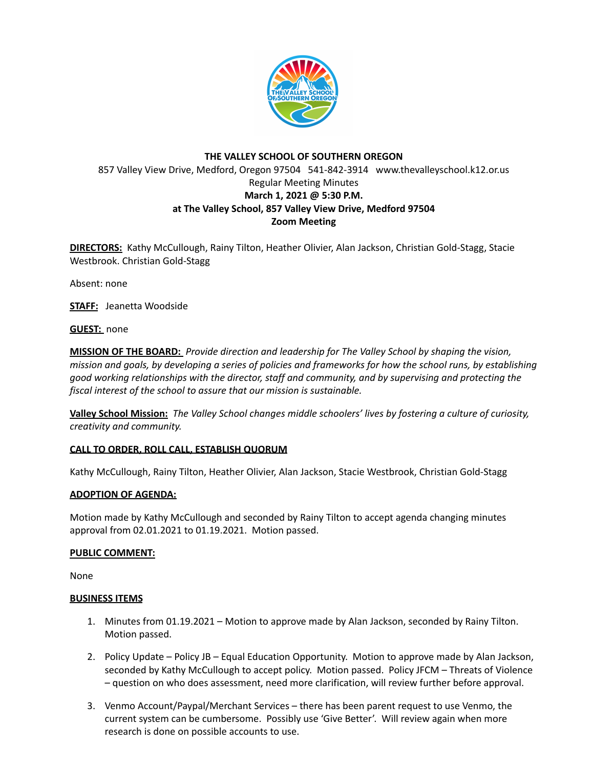# THE VALLEY SCHOOL OF SOUTHERN OREGON

857 Valley View Drive, Medford, Oregon 97504 541-842-3914 www.thevalleyschool.k12.or.us

Regular Meeting Minutes

**March 1, 2021 @ 5:30 P.M.**

**at The Valley School, 857 Valley View Drive, Medford 97504**

**Zoom Meeting**

**DIRECTORS:** Kathy McCullough, Rainy Tilton, Heather Olivier, Alan Jackson, Christian Gold-Stagg, Stacie Westbrook. Christian Gold-Stagg

Absent: none

**STAFF:** Jeanetta Woodside

**GUEST:** none

**MISSION OF THE BOARD:** *Provide direction and leadership for The Valley School by shaping the vision, mission and goals, by developing a series of policies and frameworks for how the school runs, by establishing good working relationships with the director, staff and community, and by supervising and protecting the fiscal interest of the school to assure that our mission is sustainable.*

**Valley School Mission:** *The Valley School changes middle schoolers' lives by fostering a culture of curiosity, creativity and community.*

**CALL TO ORDER, ROLL CALL, ESTABLISH QUORUM**

Kathy McCullough, Rainy Tilton, Heather Olivier, Alan Jackson, Stacie Westbrook, Christian Gold-Stagg

**ADOPTION OF AGENDA:**

Motion made by Kathy McCullough and seconded by Rainy Tilton to accept agenda changing minutes approval from 02.01.2021 to 01.19.2021. Motion passed.

**PUBLIC COMMENT:**

None

**BUSINESS ITEMS**

1. Minutes from 01.19.2021 – Motion to approve made by Alan Jackson, seconded by Rainy Tilton. Motion passed.
2. Policy Update – Policy JB – Equal Education Opportunity. Motion to approve made by Alan Jackson, seconded by Kathy McCullough to accept policy. Motion passed. Policy JFCM – Threats of Violence – question on who does assessment, need more clarification, will review further before approval.
3. Venmo Account/Paypal/Merchant Services – there has been parent request to use Venmo, the current system can be cumbersome. Possibly use 'Give Better'. Will review again when more research is done on possible accounts to use.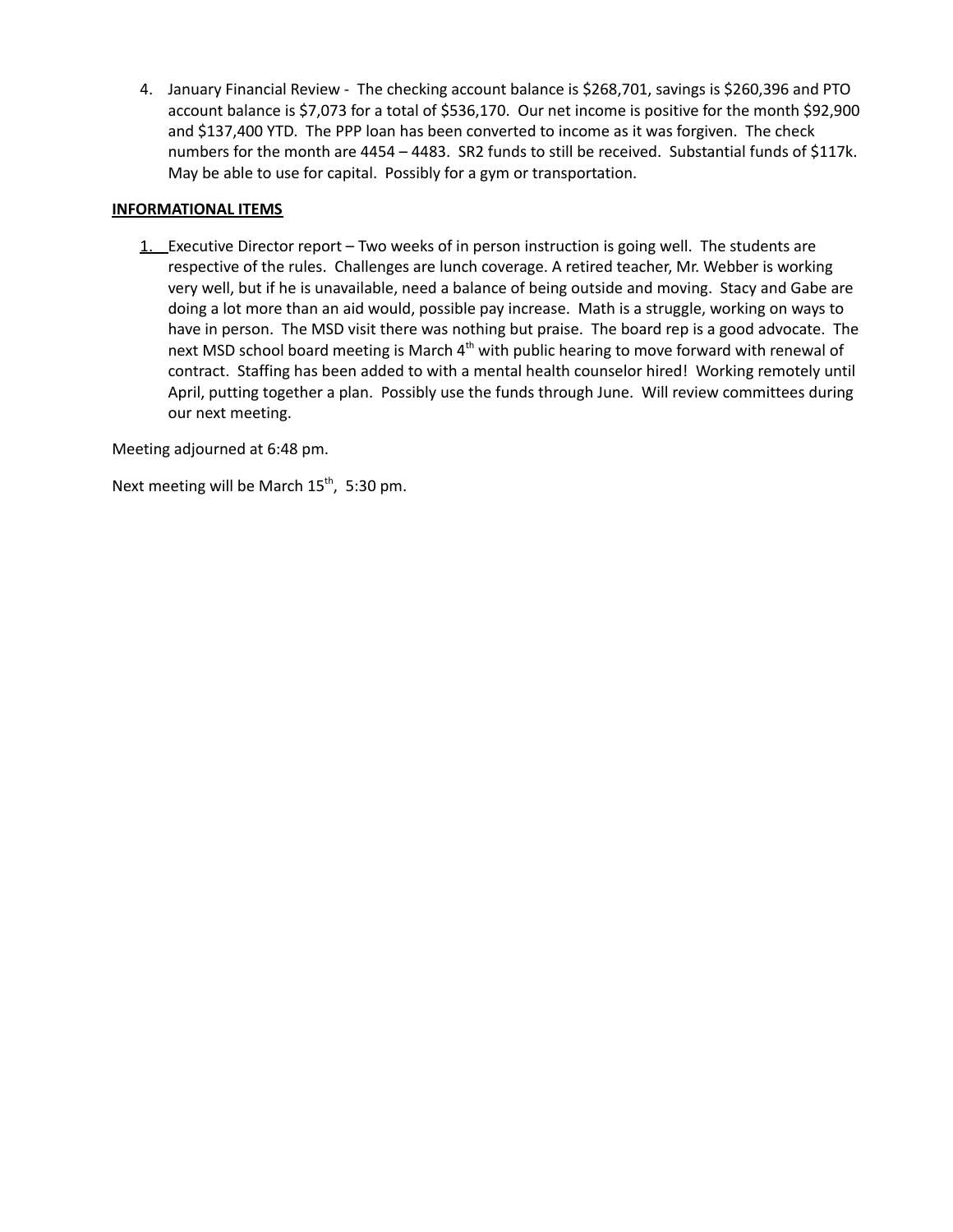4. January Financial Review - The checking account balance is $268,701, savings is $260,396 and PTO account balance is $7,073 for a total of $536,170. Our net income is positive for the month $92,900 and $137,400 YTD. The PPP loan has been converted to income as it was forgiven. The check numbers for the month are 4454 – 4483. SR2 funds to still be received. Substantial funds of $117k. May be able to use for capital. Possibly for a gym or transportation.

**INFORMATIONAL ITEMS**

1. Executive Director report – Two weeks of in person instruction is going well. The students are respective of the rules. Challenges are lunch coverage. A retired teacher, Mr. Webber is working very well, but if he is unavailable, need a balance of being outside and moving. Stacy and Gabe are doing a lot more than an aid would, possible pay increase. Math is a struggle, working on ways to have in person. The MSD visit there was nothing but praise. The board rep is a good advocate. The next MSD school board meeting is March 4th with public hearing to move forward with renewal of contract. Staffing has been added to with a mental health counselor hired! Working remotely until April, putting together a plan. Possibly use the funds through June. Will review committees during our next meeting.

Meeting adjourned at 6:48 pm.

Next meeting will be March 15th, 5:30 pm.